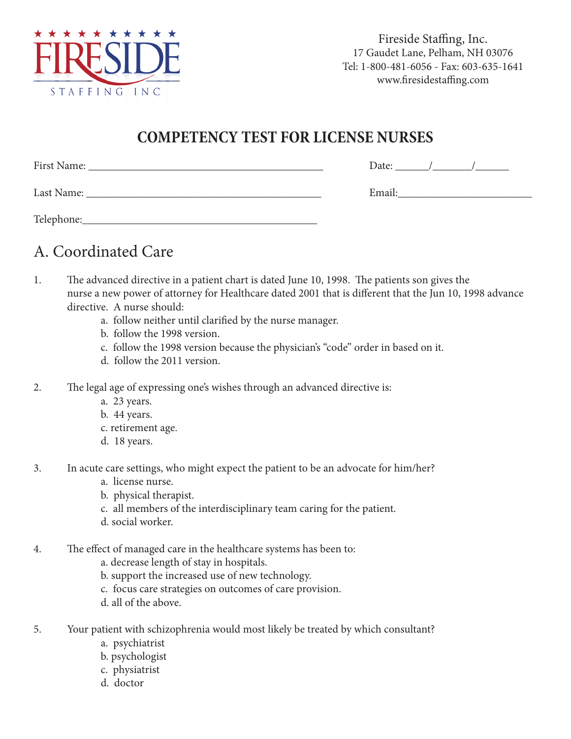Fireside Staffing, Inc.
17 Gaudet Lane, Pelham, NH 03076
Tel: 1-800-481-6056 - Fax: 603-635-1641
www.firesidestaffing.com

# COMPETENCY TEST FOR LICENSE NURSES

First Name: ___________________________________________ Date: ______/_______/______

Last Name: ___________________________________________ Email:________________________

Telephone:___________________________________________

## A. Coordinated Care

1. The advanced directive in a patient chart is dated June 10, 1998. The patients son gives the nurse a new power of attorney for Healthcare dated 2001 that is different that the Jun 10, 1998 advance directive. A nurse should:
   - a. follow neither until clarified by the nurse manager.
   - b. follow the 1998 version.
   - c. follow the 1998 version because the physician's "code" order in based on it.
   - d. follow the 2011 version.

2. The legal age of expressing one's wishes through an advanced directive is:
   - a. 23 years.
   - b. 44 years.
   - c. retirement age.
   - d. 18 years.

3. In acute care settings, who might expect the patient to be an advocate for him/her?
   - a. license nurse.
   - b. physical therapist.
   - c. all members of the interdisciplinary team caring for the patient.
   - d. social worker.

4. The effect of managed care in the healthcare systems has been to:
   - a. decrease length of stay in hospitals.
   - b. support the increased use of new technology.
   - c. focus care strategies on outcomes of care provision.
   - d. all of the above.

5. Your patient with schizophrenia would most likely be treated by which consultant?
   - a. psychiatrist
   - b. psychologist
   - c. physiatrist
   - d. doctor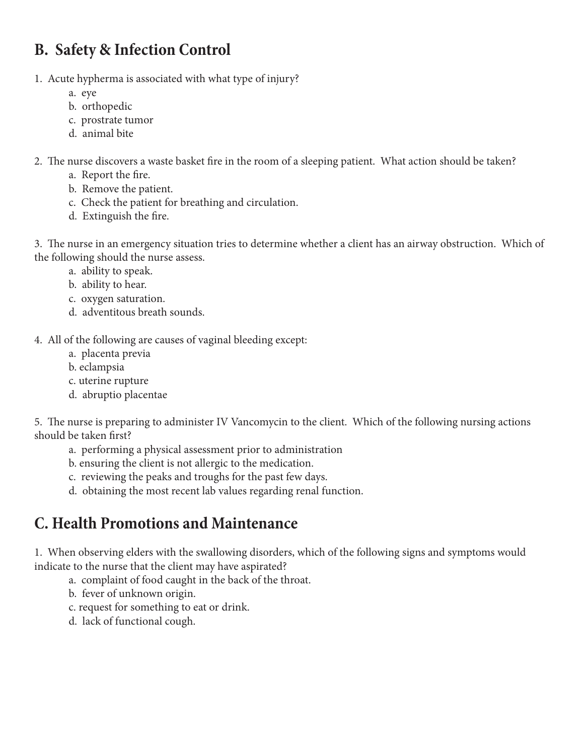## B. Safety & Infection Control

1. Acute hypherma is associated with what type of injury?
   - a. eye
   - b. orthopedic
   - c. prostrate tumor
   - d. animal bite

2. The nurse discovers a waste basket fire in the room of a sleeping patient. What action should be taken?
   - a. Report the fire.
   - b. Remove the patient.
   - c. Check the patient for breathing and circulation.
   - d. Extinguish the fire.

3. The nurse in an emergency situation tries to determine whether a client has an airway obstruction. Which of the following should the nurse assess.
   - a. ability to speak.
   - b. ability to hear.
   - c. oxygen saturation.
   - d. adventitous breath sounds.

4. All of the following are causes of vaginal bleeding except:
   - a. placenta previa
   - b. eclampsia
   - c. uterine rupture
   - d. abruptio placentae

5. The nurse is preparing to administer IV Vancomycin to the client. Which of the following nursing actions should be taken first?
   - a. performing a physical assessment prior to administration
   - b. ensuring the client is not allergic to the medication.
   - c. reviewing the peaks and troughs for the past few days.
   - d. obtaining the most recent lab values regarding renal function.

## C. Health Promotions and Maintenance

1. When observing elders with the swallowing disorders, which of the following signs and symptoms would indicate to the nurse that the client may have aspirated?
   - a. complaint of food caught in the back of the throat.
   - b. fever of unknown origin.
   - c. request for something to eat or drink.
   - d. lack of functional cough.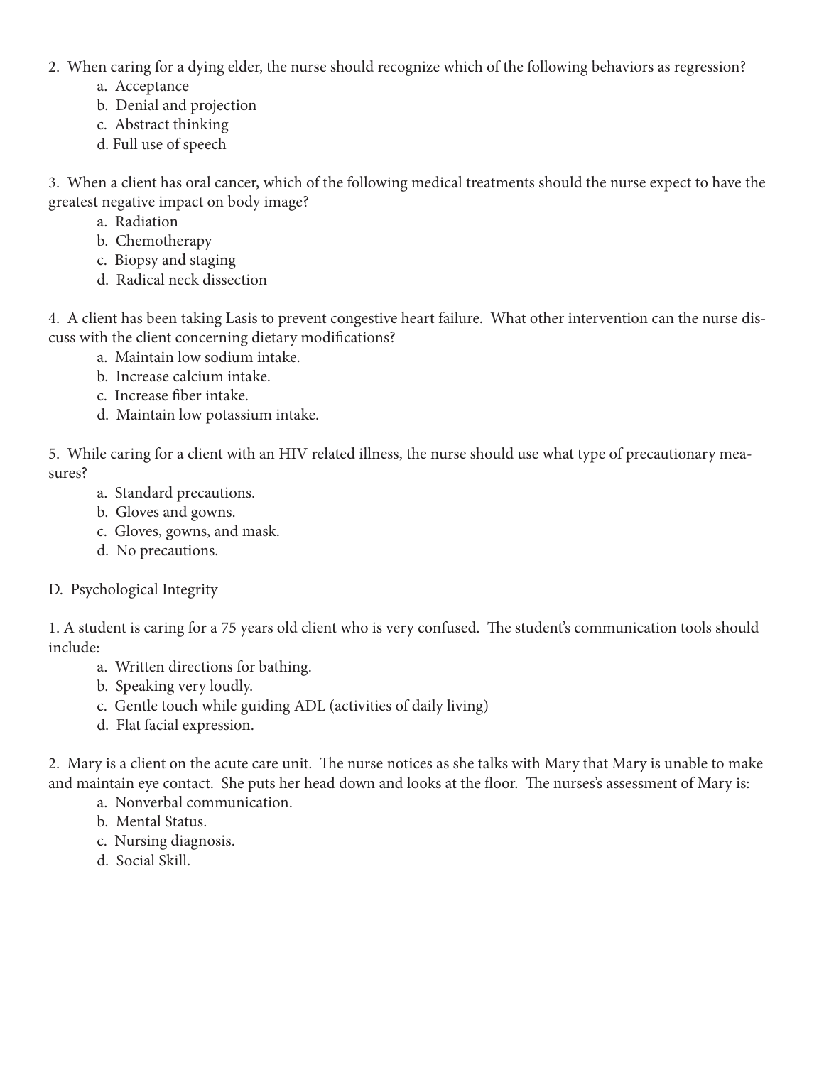2. When caring for a dying elder, the nurse should recognize which of the following behaviors as regression?
    a. Acceptance
    b. Denial and projection
    c. Abstract thinking
    d. Full use of speech

3. When a client has oral cancer, which of the following medical treatments should the nurse expect to have the greatest negative impact on body image?
    a. Radiation
    b. Chemotherapy
    c. Biopsy and staging
    d. Radical neck dissection

4. A client has been taking Lasis to prevent congestive heart failure. What other intervention can the nurse discuss with the client concerning dietary modifications?
    a. Maintain low sodium intake.
    b. Increase calcium intake.
    c. Increase fiber intake.
    d. Maintain low potassium intake.

5. While caring for a client with an HIV related illness, the nurse should use what type of precautionary measures?
    a. Standard precautions.
    b. Gloves and gowns.
    c. Gloves, gowns, and mask.
    d. No precautions.

D. Psychological Integrity

1. A student is caring for a 75 years old client who is very confused. The student's communication tools should include:
    a. Written directions for bathing.
    b. Speaking very loudly.
    c. Gentle touch while guiding ADL (activities of daily living)
    d. Flat facial expression.

2. Mary is a client on the acute care unit. The nurse notices as she talks with Mary that Mary is unable to make and maintain eye contact. She puts her head down and looks at the floor. The nurses's assessment of Mary is:
    a. Nonverbal communication.
    b. Mental Status.
    c. Nursing diagnosis.
    d. Social Skill.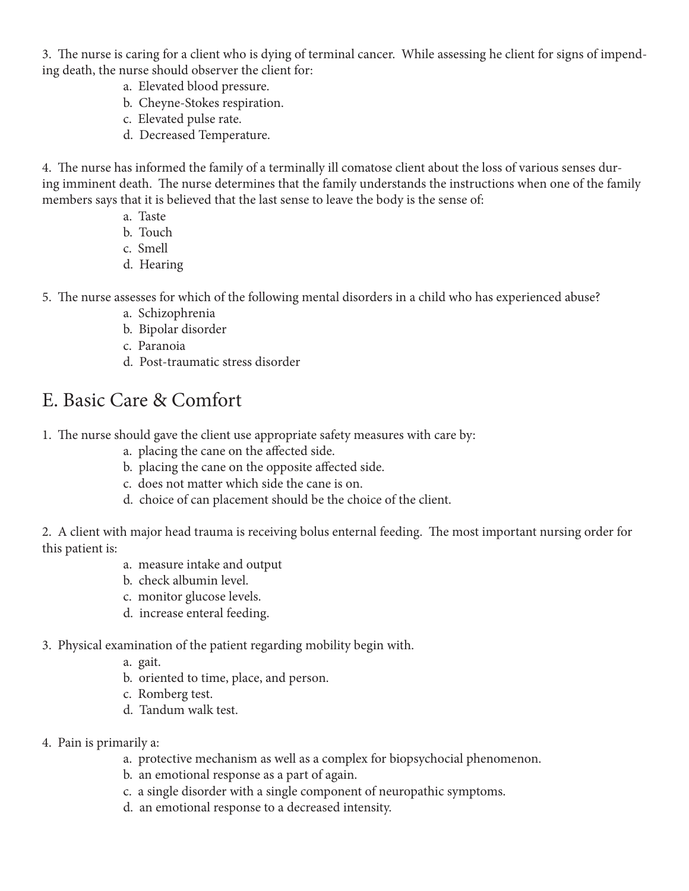3. The nurse is caring for a client who is dying of terminal cancer. While assessing he client for signs of impending death, the nurse should observer the client for:

    a. Elevated blood pressure.
    b. Cheyne-Stokes respiration.
    c. Elevated pulse rate.
    d. Decreased Temperature.

4. The nurse has informed the family of a terminally ill comatose client about the loss of various senses during imminent death. The nurse determines that the family understands the instructions when one of the family members says that it is believed that the last sense to leave the body is the sense of:

    a. Taste
    b. Touch
    c. Smell
    d. Hearing

5. The nurse assesses for which of the following mental disorders in a child who has experienced abuse?

    a. Schizophrenia
    b. Bipolar disorder
    c. Paranoia
    d. Post-traumatic stress disorder

## E. Basic Care & Comfort

1. The nurse should gave the client use appropriate safety measures with care by:

    a. placing the cane on the affected side.
    b. placing the cane on the opposite affected side.
    c. does not matter which side the cane is on.
    d. choice of can placement should be the choice of the client.

2. A client with major head trauma is receiving bolus enternal feeding. The most important nursing order for this patient is:

    a. measure intake and output
    b. check albumin level.
    c. monitor glucose levels.
    d. increase enteral feeding.

3. Physical examination of the patient regarding mobility begin with.

    a. gait.
    b. oriented to time, place, and person.
    c. Romberg test.
    d. Tandum walk test.

4. Pain is primarily a:

    a. protective mechanism as well as a complex for biopsychocial phenomenon.
    b. an emotional response as a part of again.
    c. a single disorder with a single component of neuropathic symptoms.
    d. an emotional response to a decreased intensity.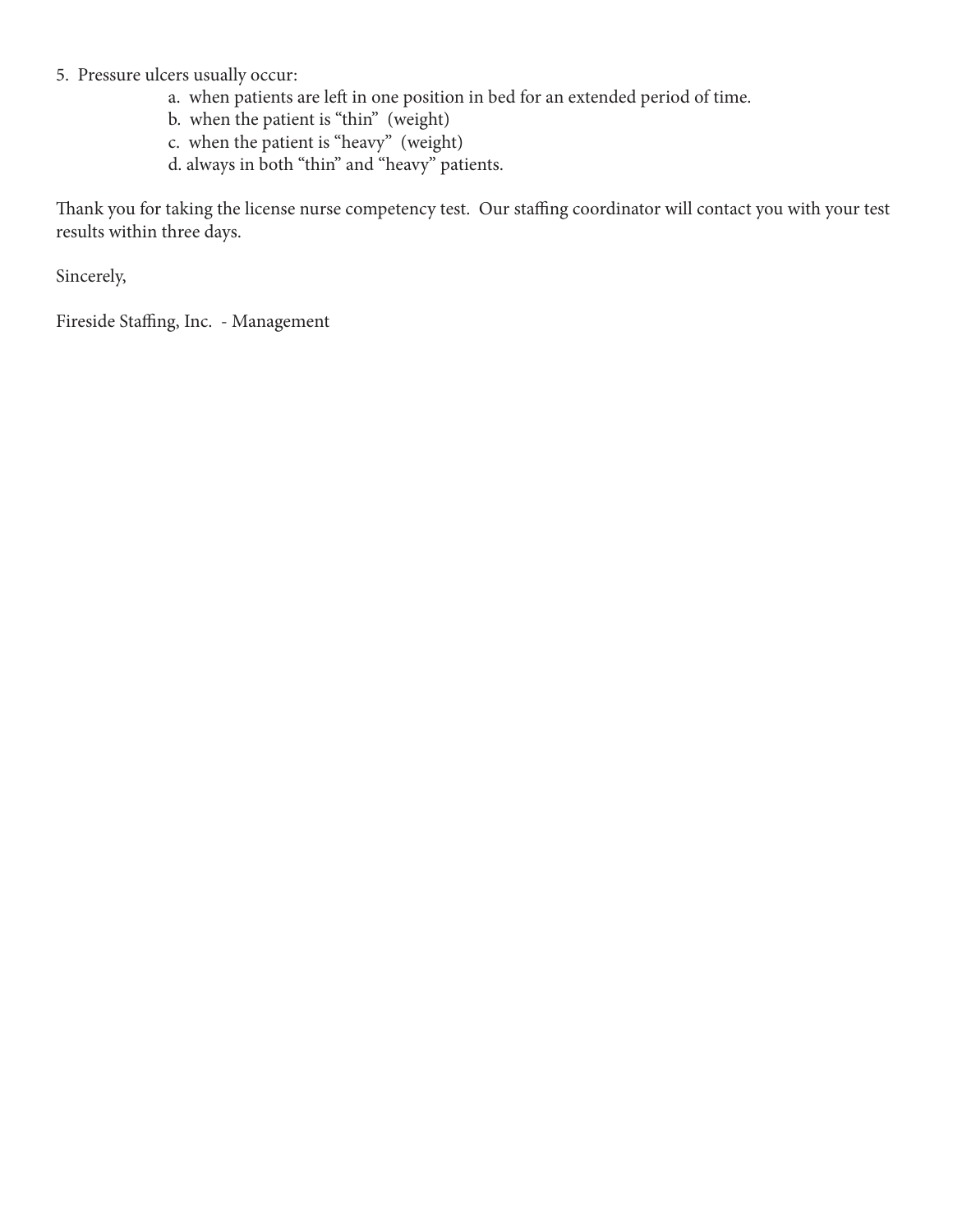5. Pressure ulcers usually occur:
    - a. when patients are left in one position in bed for an extended period of time.
    - b. when the patient is "thin" (weight)
    - c. when the patient is "heavy" (weight)
    - d. always in both "thin" and "heavy" patients.

Thank you for taking the license nurse competency test. Our staffing coordinator will contact you with your test results within three days.

Sincerely,

Fireside Staffing, Inc. - Management